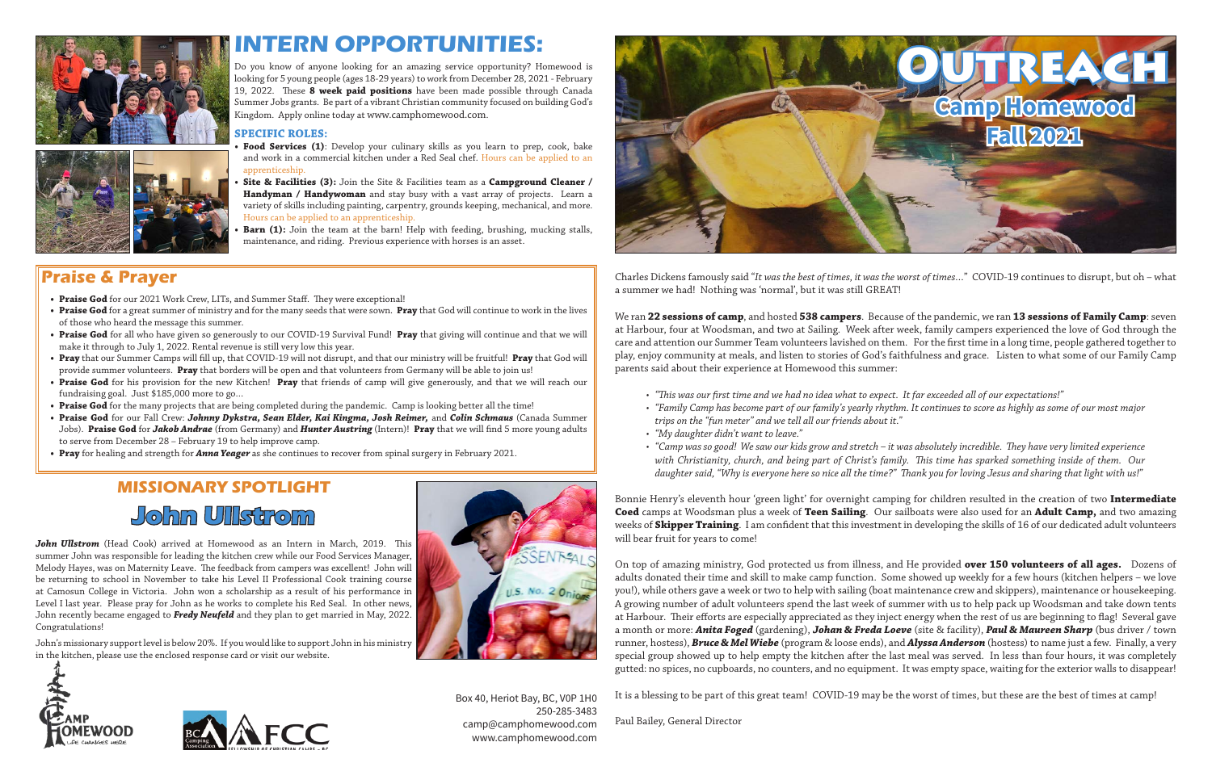# INTERN OPPORTUNITIES:

Do you know of anyone looking for an amazing service opportunity? Homewood is looking for 5 young people (ages 18-29 years) to work from December 28, 2021 - February 19, 2022. These **8 week paid positions** have been made possible through Canada Summer Jobs grants. Be part of a vibrant Christian community focused on building God's Kingdom. Apply online today at www.camphomewood.com.

### SPECIFIC ROLES:

- **Food Services (1)**: Develop your culinary skills as you learn to prep, cook, bake and work in a commercial kitchen under a Red Seal chef. Hours can be applied to an apprenticeship.
- **Site & Facilities (3):** Join the Site & Facilities team as a **Campground Cleaner / Handyman / Handywoman** and stay busy with a vast array of projects. Learn a variety of skills including painting, carpentry, grounds keeping, mechanical, and more. Hours can be applied to an apprenticeship.
- **Barn (1):** Join the team at the barn! Help with feeding, brushing, mucking stalls, maintenance, and riding. Previous experience with horses is an asset.

## Praise & Prayer

- **Praise God** for our 2021 Work Crew, LITs, and Summer Staff. They were exceptional!
- **Praise God** for a great summer of ministry and for the many seeds that were sown. **Pray** that God will continue to work in the lives of those who heard the message this summer.
- **Praise God** for all who have given so generously to our COVID-19 Survival Fund! **Pray** that giving will continue and that we will make it through to July 1, 2022. Rental revenue is still very low this year.
- **Pray** that our Summer Camps will fill up, that COVID-19 will not disrupt, and that our ministry will be fruitful! **Pray** that God will provide summer volunteers. **Pray** that borders will be open and that volunteers from Germany will be able to join us!
- **Praise God** for his provision for the new Kitchen! **Pray** that friends of camp will give generously, and that we will reach our fundraising goal. Just $185,000 more to go...
- **Praise God** for the many projects that are being completed during the pandemic. Camp is looking better all the time!
- **Praise God** for our Fall Crew: ***Johnny Dykstra, Sean Elder, Kai Kingma, Josh Reimer,*** and ***Colin Schmaus*** (Canada Summer Jobs). **Praise God** for ***Jakob Andrae*** (from Germany) and ***Hunter Austring*** (Intern)! **Pray** that we will find 5 more young adults to serve from December 28 – February 19 to help improve camp.
- **Pray** for healing and strength for ***Anna Yeager*** as she continues to recover from spinal surgery in February 2021.

## MISSIONARY SPOTLIGHT

# John Ullstrom

***John Ullstrom*** (Head Cook) arrived at Homewood as an Intern in March, 2019. This summer John was responsible for leading the kitchen crew while our Food Services Manager, Melody Hayes, was on Maternity Leave. The feedback from campers was excellent! John will be returning to school in November to take his Level II Professional Cook training course at Camosun College in Victoria. John won a scholarship as a result of his performance in Level I last year. Please pray for John as he works to complete his Red Seal. In other news, John recently became engaged to ***Fredy Neufeld*** and they plan to get married in May, 2022. Congratulations!

John's missionary support level is below 20%. If you would like to support John in his ministry in the kitchen, please use the enclosed response card or visit our website.

Box 40, Heriot Bay, BC, V0P 1H0
250-285-3483
camp@camphomewood.com
www.camphomewood.com

# OUTREACH

## Camp Homewood Fall 2021

Charles Dickens famously said "*It was the best of times, it was the worst of times...*" COVID-19 continues to disrupt, but oh – what a summer we had! Nothing was 'normal', but it was still GREAT!

We ran **22 sessions of camp**, and hosted **538 campers**. Because of the pandemic, we ran **13 sessions of Family Camp**: seven at Harbour, four at Woodsman, and two at Sailing. Week after week, family campers experienced the love of God through the care and attention our Summer Team volunteers lavished on them. For the first time in a long time, people gathered together to play, enjoy community at meals, and listen to stories of God's faithfulness and grace. Listen to what some of our Family Camp parents said about their experience at Homewood this summer:

- *"This was our first time and we had no idea what to expect. It far exceeded all of our expectations!"*
- *"Family Camp has become part of our family's yearly rhythm. It continues to score as highly as some of our most major trips on the "fun meter" and we tell all our friends about it."*
- *"My daughter didn't want to leave."*
- *"Camp was so good! We saw our kids grow and stretch – it was absolutely incredible. They have very limited experience with Christianity, church, and being part of Christ's family. This time has sparked something inside of them. Our daughter said, "Why is everyone here so nice all the time?" Thank you for loving Jesus and sharing that light with us!"*

Bonnie Henry's eleventh hour 'green light' for overnight camping for children resulted in the creation of two **Intermediate Coed** camps at Woodsman plus a week of **Teen Sailing**. Our sailboats were also used for an **Adult Camp,** and two amazing weeks of **Skipper Training**. I am confident that this investment in developing the skills of 16 of our dedicated adult volunteers will bear fruit for years to come!

On top of amazing ministry, God protected us from illness, and He provided **over 150 volunteers of all ages.** Dozens of adults donated their time and skill to make camp function. Some showed up weekly for a few hours (kitchen helpers – we love you!), while others gave a week or two to help with sailing (boat maintenance crew and skippers), maintenance or housekeeping. A growing number of adult volunteers spend the last week of summer with us to help pack up Woodsman and take down tents at Harbour. Their efforts are especially appreciated as they inject energy when the rest of us are beginning to flag! Several gave a month or more: ***Anita Foged*** (gardening), ***Johan & Freda Loeve*** (site & facility), ***Paul & Maureen Sharp*** (bus driver / town runner, hostess), ***Bruce & Mel Wiebe*** (program & loose ends), and ***Alyssa Anderson*** (hostess) to name just a few. Finally, a very special group showed up to help empty the kitchen after the last meal was served. In less than four hours, it was completely gutted: no spices, no cupboards, no counters, and no equipment. It was empty space, waiting for the exterior walls to disappear!

It is a blessing to be part of this great team! COVID-19 may be the worst of times, but these are the best of times at camp!

Paul Bailey, General Director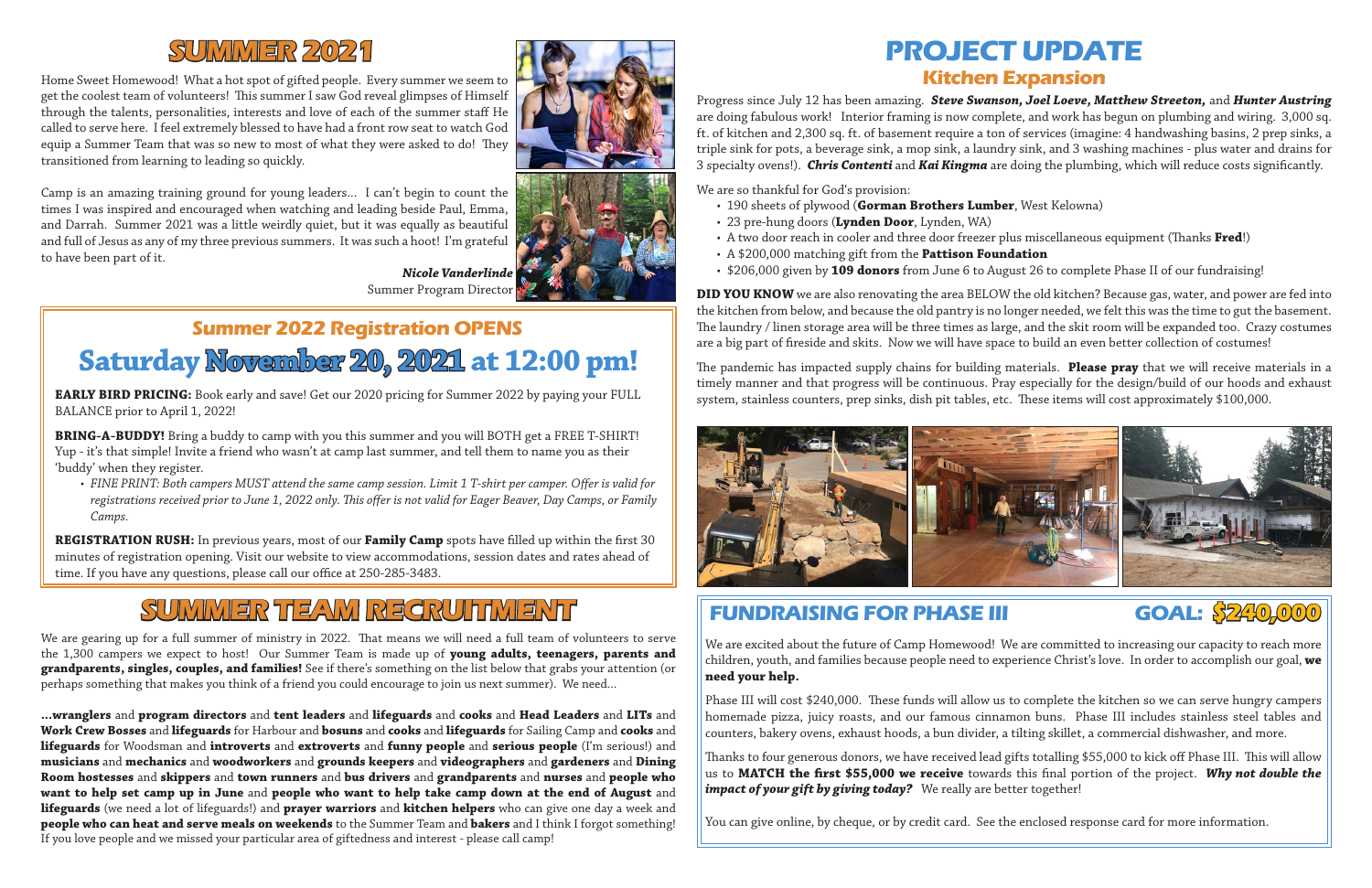# SUMMER 2021

Home Sweet Homewood! What a hot spot of gifted people. Every summer we seem to get the coolest team of volunteers! This summer I saw God reveal glimpses of Himself through the talents, personalities, interests and love of each of the summer staff He called to serve here. I feel extremely blessed to have had a front row seat to watch God equip a Summer Team that was so new to most of what they were asked to do! They transitioned from learning to leading so quickly.

Camp is an amazing training ground for young leaders... I can't begin to count the times I was inspired and encouraged when watching and leading beside Paul, Emma, and Darrah. Summer 2021 was a little weirdly quiet, but it was equally as beautiful and full of Jesus as any of my three previous summers. It was such a hoot! I'm grateful to have been part of it.

***Nicole Vanderlinde***
Summer Program Director

## Summer 2022 Registration OPENS

# Saturday November 20, 2021 at 12:00 pm!

**EARLY BIRD PRICING:** Book early and save! Get our 2020 pricing for Summer 2022 by paying your FULL BALANCE prior to April 1, 2022!

**BRING-A-BUDDY!** Bring a buddy to camp with you this summer and you will BOTH get a FREE T-SHIRT! Yup - it's that simple! Invite a friend who wasn't at camp last summer, and tell them to name you as their 'buddy' when they register.

- *FINE PRINT: Both campers MUST attend the same camp session. Limit 1 T-shirt per camper. Offer is valid for registrations received prior to June 1, 2022 only. This offer is not valid for Eager Beaver, Day Camps, or Family Camps.*

**REGISTRATION RUSH:** In previous years, most of our **Family Camp** spots have filled up within the first 30 minutes of registration opening. Visit our website to view accommodations, session dates and rates ahead of time. If you have any questions, please call our office at 250-285-3483.

# SUMMER TEAM RECRUITMENT

We are gearing up for a full summer of ministry in 2022. That means we will need a full team of volunteers to serve the 1,300 campers we expect to host! Our Summer Team is made up of **young adults, teenagers, parents and grandparents, singles, couples, and families!** See if there's something on the list below that grabs your attention (or perhaps something that makes you think of a friend you could encourage to join us next summer). We need...

**...wranglers** and **program directors** and **tent leaders** and **lifeguards** and **cooks** and **Head Leaders** and **LITs** and **Work Crew Bosses** and **lifeguards** for Harbour and **bosuns** and **cooks** and **lifeguards** for Sailing Camp and **cooks** and **lifeguards** for Woodsman and **introverts** and **extroverts** and **funny people** and **serious people** (I'm serious!) and **musicians** and **mechanics** and **woodworkers** and **grounds keepers** and **videographers** and **gardeners** and **Dining Room hostesses** and **skippers** and **town runners** and **bus drivers** and **grandparents** and **nurses** and **people who want to help set camp up in June** and **people who want to help take camp down at the end of August** and **lifeguards** (we need a lot of lifeguards!) and **prayer warriors** and **kitchen helpers** who can give one day a week and **people who can heat and serve meals on weekends** to the Summer Team and **bakers** and I think I forgot something! If you love people and we missed your particular area of giftedness and interest - please call camp!

# PROJECT UPDATE

## Kitchen Expansion

Progress since July 12 has been amazing. ***Steve Swanson, Joel Loeve, Matthew Streeton,*** and ***Hunter Austring*** are doing fabulous work! Interior framing is now complete, and work has begun on plumbing and wiring. 3,000 sq. ft. of kitchen and 2,300 sq. ft. of basement require a ton of services (imagine: 4 handwashing basins, 2 prep sinks, a triple sink for pots, a beverage sink, a mop sink, a laundry sink, and 3 washing machines - plus water and drains for 3 specialty ovens!). ***Chris Contenti*** and ***Kai Kingma*** are doing the plumbing, which will reduce costs significantly.

We are so thankful for God's provision:

- 190 sheets of plywood (**Gorman Brothers Lumber**, West Kelowna)
- 23 pre-hung doors (**Lynden Door**, Lynden, WA)
- A two door reach in cooler and three door freezer plus miscellaneous equipment (Thanks **Fred**!)
- A $200,000 matching gift from the **Pattison Foundation**
- $206,000 given by **109 donors** from June 6 to August 26 to complete Phase II of our fundraising!

**DID YOU KNOW** we are also renovating the area BELOW the old kitchen? Because gas, water, and power are fed into the kitchen from below, and because the old pantry is no longer needed, we felt this was the time to gut the basement. The laundry / linen storage area will be three times as large, and the skit room will be expanded too. Crazy costumes are a big part of fireside and skits. Now we will have space to build an even better collection of costumes!

The pandemic has impacted supply chains for building materials. **Please pray** that we will receive materials in a timely manner and that progress will be continuous. Pray especially for the design/build of our hoods and exhaust system, stainless counters, prep sinks, dish pit tables, etc. These items will cost approximately $100,000.

## FUNDRAISING FOR PHASE III — GOAL: $240,000

We are excited about the future of Camp Homewood! We are committed to increasing our capacity to reach more children, youth, and families because people need to experience Christ's love. In order to accomplish our goal, **we need your help.**

Phase III will cost $240,000. These funds will allow us to complete the kitchen so we can serve hungry campers homemade pizza, juicy roasts, and our famous cinnamon buns. Phase III includes stainless steel tables and counters, bakery ovens, exhaust hoods, a bun divider, a tilting skillet, a commercial dishwasher, and more.

Thanks to four generous donors, we have received lead gifts totalling $55,000 to kick off Phase III. This will allow us to **MATCH the first $55,000 we receive** towards this final portion of the project. ***Why not double the impact of your gift by giving today?*** We really are better together!

You can give online, by cheque, or by credit card. See the enclosed response card for more information.